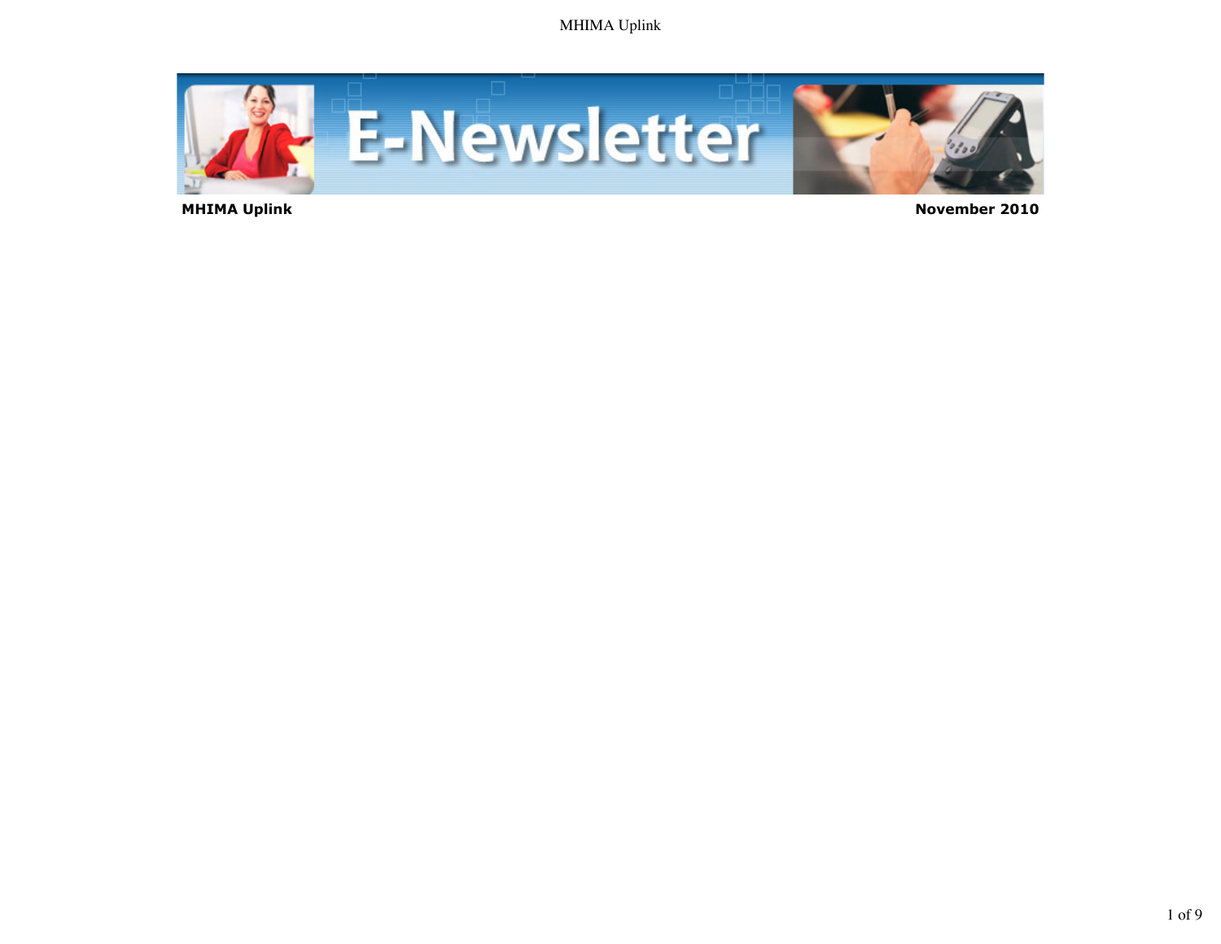E-Newsletter

**MHIMA Uplink** **November 2010**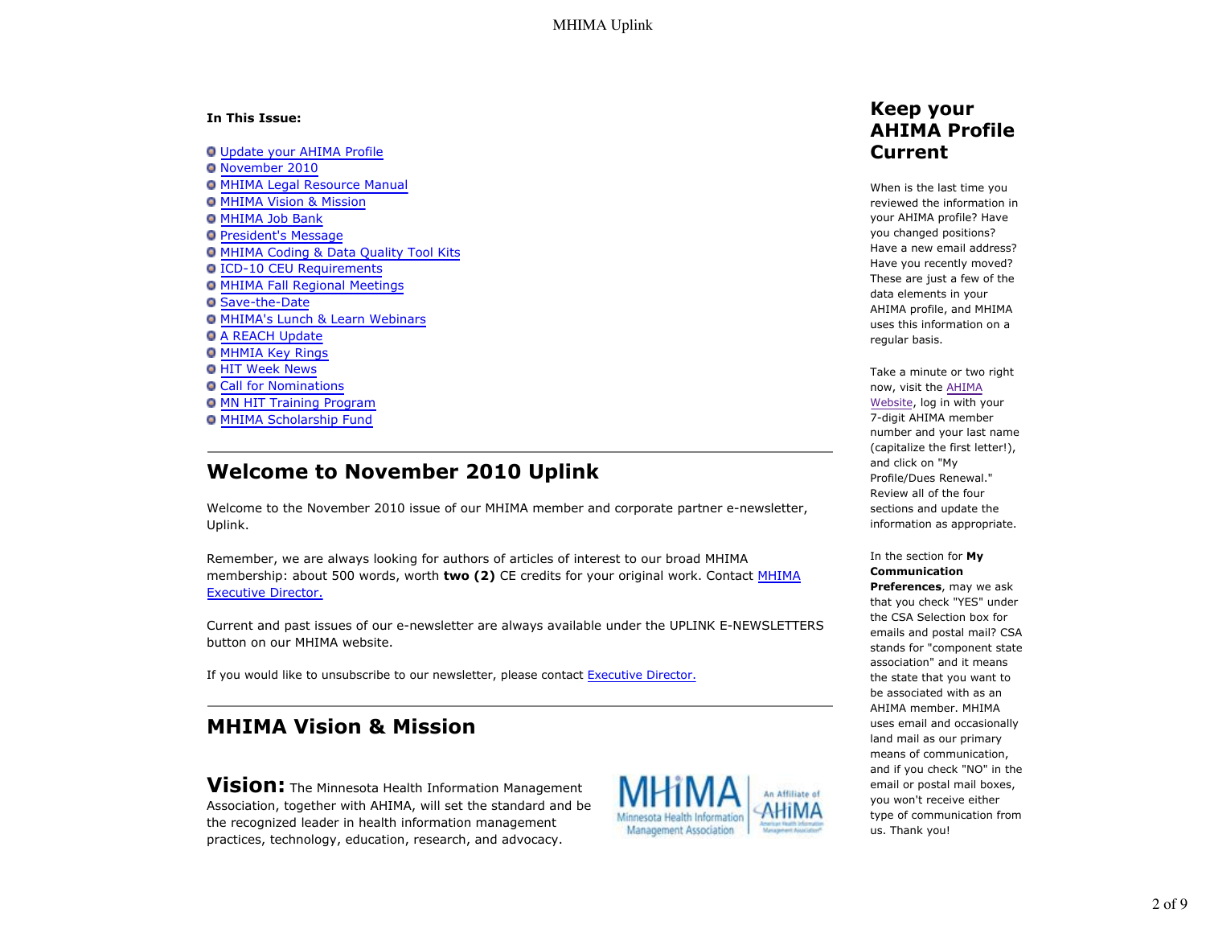**In This Issue:**

- Update your AHIMA Profile
- November 2010
- MHIMA Legal Resource Manual
- MHIMA Vision & Mission
- MHIMA Job Bank
- President's Message
- MHIMA Coding & Data Quality Tool Kits
- ICD-10 CEU Requirements
- MHIMA Fall Regional Meetings
- Save-the-Date
- MHIMA's Lunch & Learn Webinars
- A REACH Update
- MHMIA Key Rings
- HIT Week News
- Call for Nominations
- MN HIT Training Program
- MHIMA Scholarship Fund

## Welcome to November 2010 Uplink

Welcome to the November 2010 issue of our MHIMA member and corporate partner e-newsletter, Uplink.

Remember, we are always looking for authors of articles of interest to our broad MHIMA membership: about 500 words, worth **two (2)** CE credits for your original work. Contact MHIMA Executive Director.

Current and past issues of our e-newsletter are always available under the UPLINK E-NEWSLETTERS button on our MHIMA website.

If you would like to unsubscribe to our newsletter, please contact Executive Director.

## MHIMA Vision & Mission

**Vision:** The Minnesota Health Information Management Association, together with AHIMA, will set the standard and be the recognized leader in health information management practices, technology, education, research, and advocacy.

MHIMA Minnesota Health Information Management Association | An Affiliate of AHIMA American Health Information Management Association

## Keep your AHIMA Profile Current

When is the last time you reviewed the information in your AHIMA profile? Have you changed positions? Have a new email address? Have you recently moved? These are just a few of the data elements in your AHIMA profile, and MHIMA uses this information on a regular basis.

Take a minute or two right now, visit the AHIMA Website, log in with your 7-digit AHIMA member number and your last name (capitalize the first letter!), and click on "My Profile/Dues Renewal." Review all of the four sections and update the information as appropriate.

In the section for **My Communication Preferences**, may we ask that you check "YES" under the CSA Selection box for emails and postal mail? CSA stands for "component state association" and it means the state that you want to be associated with as an AHIMA member. MHIMA uses email and occasionally land mail as our primary means of communication, and if you check "NO" in the email or postal mail boxes, you won't receive either type of communication from us. Thank you!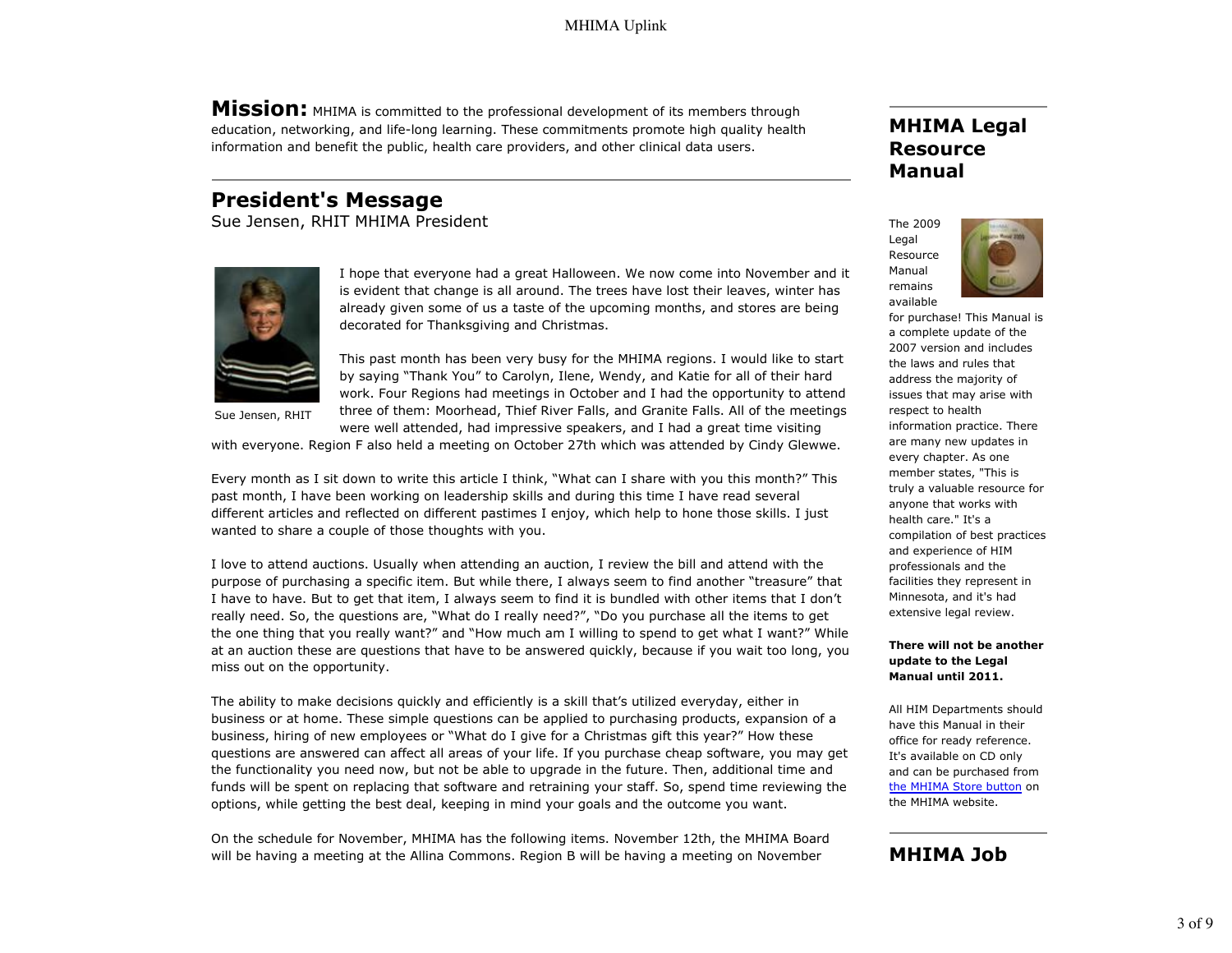**Mission:** MHIMA is committed to the professional development of its members through education, networking, and life-long learning. These commitments promote high quality health information and benefit the public, health care providers, and other clinical data users.

## President's Message

Sue Jensen, RHIT MHIMA President

Sue Jensen, RHIT

I hope that everyone had a great Halloween. We now come into November and it is evident that change is all around. The trees have lost their leaves, winter has already given some of us a taste of the upcoming months, and stores are being decorated for Thanksgiving and Christmas.

This past month has been very busy for the MHIMA regions. I would like to start by saying "Thank You" to Carolyn, Ilene, Wendy, and Katie for all of their hard work. Four Regions had meetings in October and I had the opportunity to attend three of them: Moorhead, Thief River Falls, and Granite Falls. All of the meetings were well attended, had impressive speakers, and I had a great time visiting with everyone. Region F also held a meeting on October 27th which was attended by Cindy Glewwe.

Every month as I sit down to write this article I think, "What can I share with you this month?" This past month, I have been working on leadership skills and during this time I have read several different articles and reflected on different pastimes I enjoy, which help to hone those skills. I just wanted to share a couple of those thoughts with you.

I love to attend auctions. Usually when attending an auction, I review the bill and attend with the purpose of purchasing a specific item. But while there, I always seem to find another "treasure" that I have to have. But to get that item, I always seem to find it is bundled with other items that I don't really need. So, the questions are, "What do I really need?", "Do you purchase all the items to get the one thing that you really want?" and "How much am I willing to spend to get what I want?" While at an auction these are questions that have to be answered quickly, because if you wait too long, you miss out on the opportunity.

The ability to make decisions quickly and efficiently is a skill that's utilized everyday, either in business or at home. These simple questions can be applied to purchasing products, expansion of a business, hiring of new employees or "What do I give for a Christmas gift this year?" How these questions are answered can affect all areas of your life. If you purchase cheap software, you may get the functionality you need now, but not be able to upgrade in the future. Then, additional time and funds will be spent on replacing that software and retraining your staff. So, spend time reviewing the options, while getting the best deal, keeping in mind your goals and the outcome you want.

On the schedule for November, MHIMA has the following items. November 12th, the MHIMA Board will be having a meeting at the Allina Commons. Region B will be having a meeting on November

## MHIMA Legal Resource Manual

The 2009 Legal Resource Manual remains available for purchase! This Manual is a complete update of the 2007 version and includes the laws and rules that address the majority of issues that may arise with respect to health information practice. There are many new updates in every chapter. As one member states, "This is truly a valuable resource for anyone that works with health care." It's a compilation of best practices and experience of HIM professionals and the facilities they represent in Minnesota, and it's had extensive legal review.

**There will not be another update to the Legal Manual until 2011.**

All HIM Departments should have this Manual in their office for ready reference. It's available on CD only and can be purchased from the MHIMA Store button on the MHIMA website.

## MHIMA Job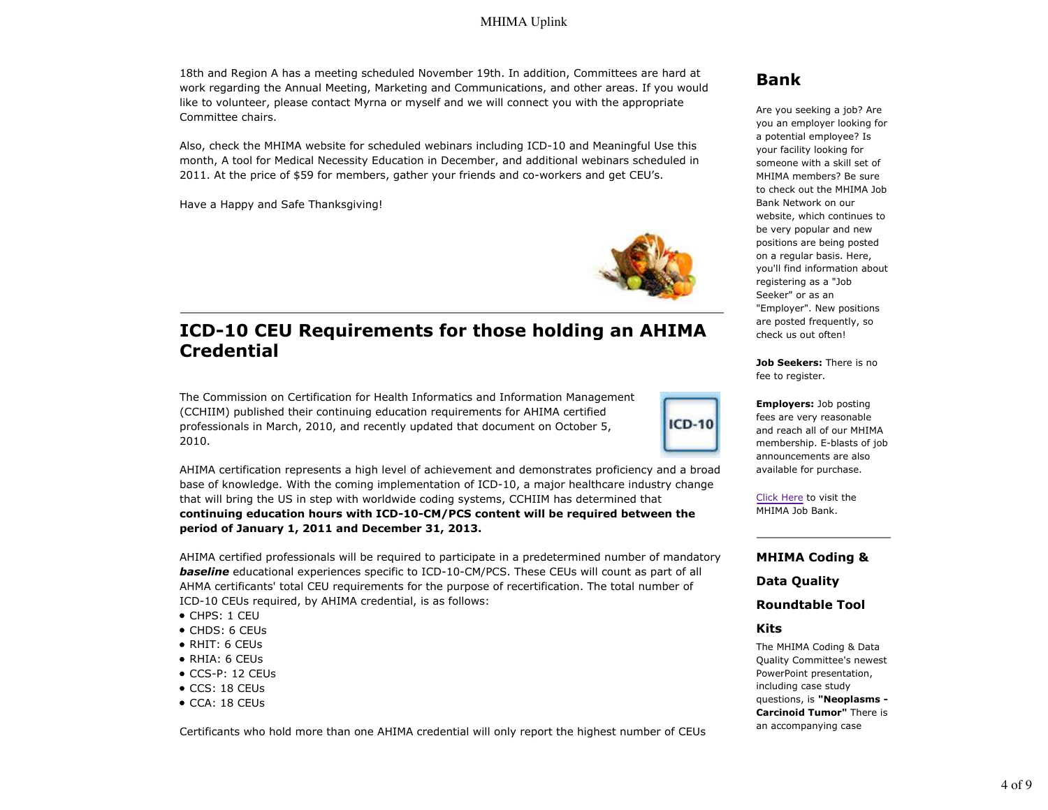18th and Region A has a meeting scheduled November 19th. In addition, Committees are hard at work regarding the Annual Meeting, Marketing and Communications, and other areas. If you would like to volunteer, please contact Myrna or myself and we will connect you with the appropriate Committee chairs.

Also, check the MHIMA website for scheduled webinars including ICD-10 and Meaningful Use this month, A tool for Medical Necessity Education in December, and additional webinars scheduled in 2011. At the price of $59 for members, gather your friends and co-workers and get CEU's.

Have a Happy and Safe Thanksgiving!

## ICD-10 CEU Requirements for those holding an AHIMA Credential

The Commission on Certification for Health Informatics and Information Management (CCHIIM) published their continuing education requirements for AHIMA certified professionals in March, 2010, and recently updated that document on October 5, 2010.

AHIMA certification represents a high level of achievement and demonstrates proficiency and a broad base of knowledge. With the coming implementation of ICD-10, a major healthcare industry change that will bring the US in step with worldwide coding systems, CCHIIM has determined that **continuing education hours with ICD-10-CM/PCS content will be required between the period of January 1, 2011 and December 31, 2013.**

AHIMA certified professionals will be required to participate in a predetermined number of mandatory ***baseline*** educational experiences specific to ICD-10-CM/PCS. These CEUs will count as part of all AHMA certificants' total CEU requirements for the purpose of recertification. The total number of ICD-10 CEUs required, by AHIMA credential, is as follows:

- CHPS: 1 CEU
- CHDS: 6 CEUs
- RHIT: 6 CEUs
- RHIA: 6 CEUs
- CCS-P: 12 CEUs
- CCS: 18 CEUs
- CCA: 18 CEUs

Certificants who hold more than one AHIMA credential will only report the highest number of CEUs

## Bank

Are you seeking a job? Are you an employer looking for a potential employee? Is your facility looking for someone with a skill set of MHIMA members? Be sure to check out the MHIMA Job Bank Network on our website, which continues to be very popular and new positions are being posted on a regular basis. Here, you'll find information about registering as a "Job Seeker" or as an "Employer". New positions are posted frequently, so check us out often!

**Job Seekers:** There is no fee to register.

**Employers:** Job posting fees are very reasonable and reach all of our MHIMA membership. E-blasts of job announcements are also available for purchase.

Click Here to visit the MHIMA Job Bank.

## MHIMA Coding & Data Quality Roundtable Tool Kits

The MHIMA Coding & Data Quality Committee's newest PowerPoint presentation, including case study questions, is **"Neoplasms - Carcinoid Tumor"** There is an accompanying case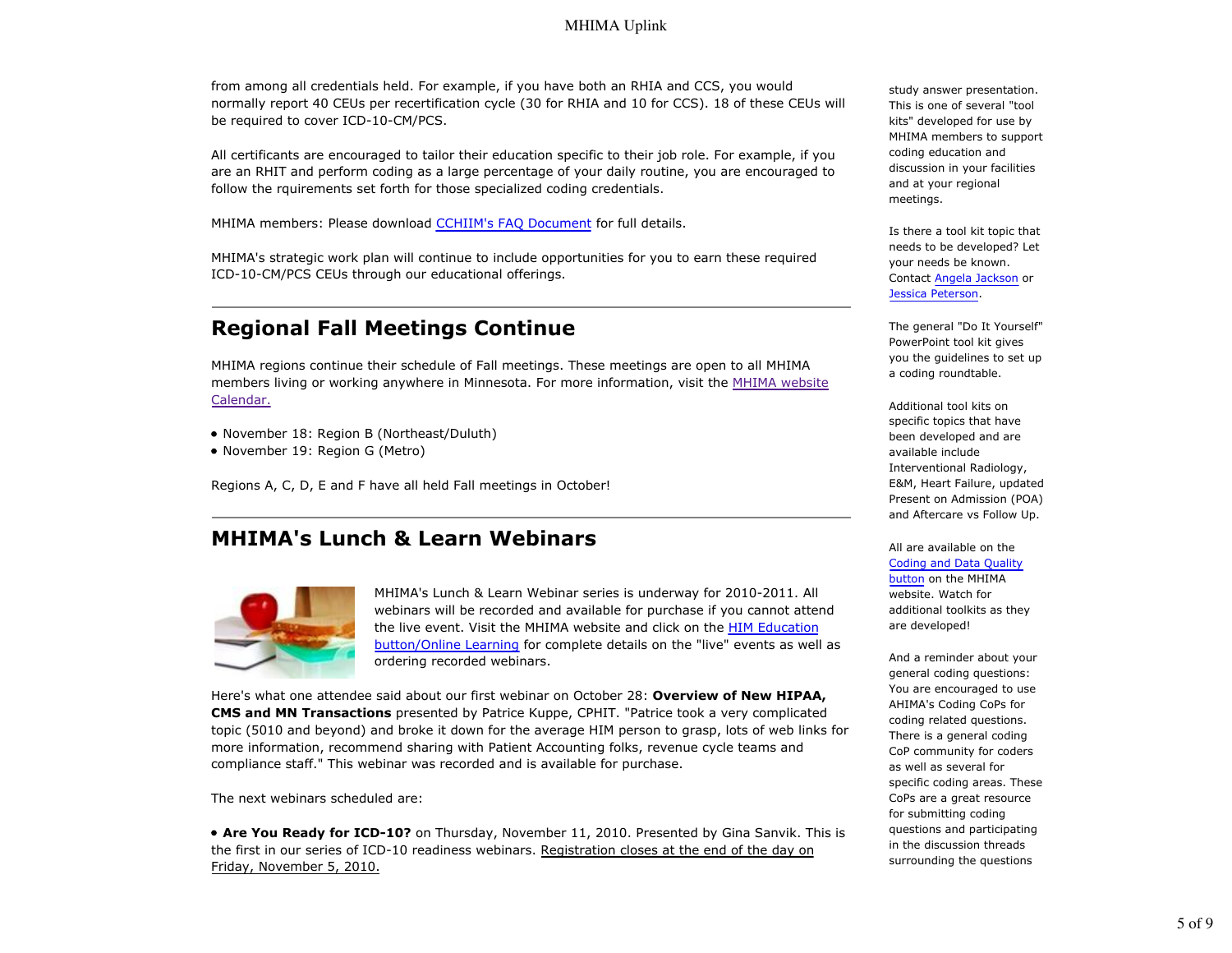from among all credentials held. For example, if you have both an RHIA and CCS, you would normally report 40 CEUs per recertification cycle (30 for RHIA and 10 for CCS). 18 of these CEUs will be required to cover ICD-10-CM/PCS.

All certificants are encouraged to tailor their education specific to their job role. For example, if you are an RHIT and perform coding as a large percentage of your daily routine, you are encouraged to follow the rquirements set forth for those specialized coding credentials.

MHIMA members: Please download CCHIIM's FAQ Document for full details.

MHIMA's strategic work plan will continue to include opportunities for you to earn these required ICD-10-CM/PCS CEUs through our educational offerings.

## Regional Fall Meetings Continue

MHIMA regions continue their schedule of Fall meetings. These meetings are open to all MHIMA members living or working anywhere in Minnesota. For more information, visit the MHIMA website Calendar.

- November 18: Region B (Northeast/Duluth)
- November 19: Region G (Metro)

Regions A, C, D, E and F have all held Fall meetings in October!

## MHIMA's Lunch & Learn Webinars

MHIMA's Lunch & Learn Webinar series is underway for 2010-2011. All webinars will be recorded and available for purchase if you cannot attend the live event. Visit the MHIMA website and click on the HIM Education button/Online Learning for complete details on the "live" events as well as ordering recorded webinars.

Here's what one attendee said about our first webinar on October 28: **Overview of New HIPAA, CMS and MN Transactions** presented by Patrice Kuppe, CPHIT. "Patrice took a very complicated topic (5010 and beyond) and broke it down for the average HIM person to grasp, lots of web links for more information, recommend sharing with Patient Accounting folks, revenue cycle teams and compliance staff." This webinar was recorded and is available for purchase.

The next webinars scheduled are:

- **Are You Ready for ICD-10?** on Thursday, November 11, 2010. Presented by Gina Sanvik. This is the first in our series of ICD-10 readiness webinars. Registration closes at the end of the day on Friday, November 5, 2010.

study answer presentation. This is one of several "tool kits" developed for use by MHIMA members to support coding education and discussion in your facilities and at your regional meetings.

Is there a tool kit topic that needs to be developed? Let your needs be known. Contact Angela Jackson or Jessica Peterson.

The general "Do It Yourself" PowerPoint tool kit gives you the guidelines to set up a coding roundtable.

Additional tool kits on specific topics that have been developed and are available include Interventional Radiology, E&M, Heart Failure, updated Present on Admission (POA) and Aftercare vs Follow Up.

All are available on the Coding and Data Quality button on the MHIMA website. Watch for additional toolkits as they are developed!

And a reminder about your general coding questions: You are encouraged to use AHIMA's Coding CoPs for coding related questions. There is a general coding CoP community for coders as well as several for specific coding areas. These CoPs are a great resource for submitting coding questions and participating in the discussion threads surrounding the questions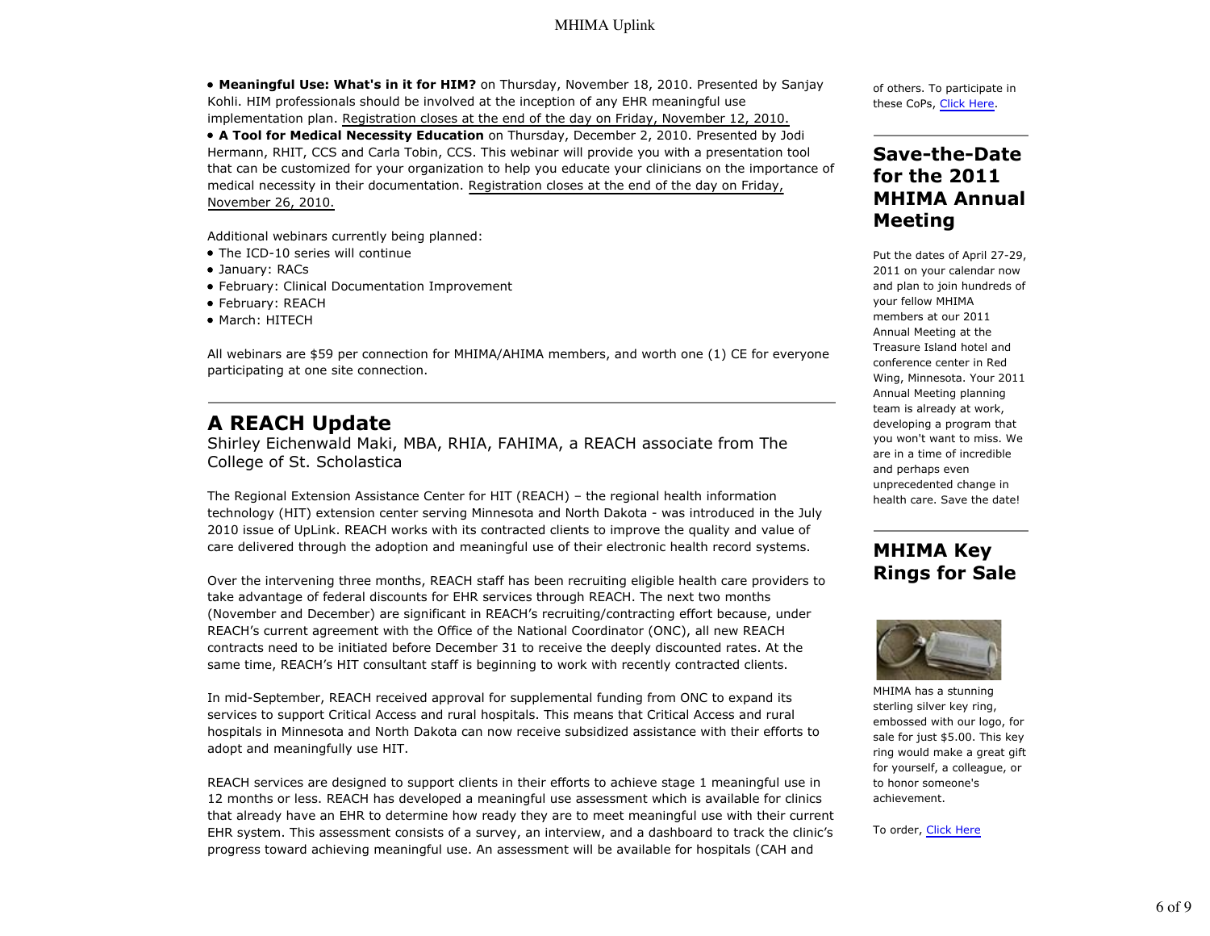- **Meaningful Use: What's in it for HIM?** on Thursday, November 18, 2010. Presented by Sanjay Kohli. HIM professionals should be involved at the inception of any EHR meaningful use implementation plan. Registration closes at the end of the day on Friday, November 12, 2010.
- **A Tool for Medical Necessity Education** on Thursday, December 2, 2010. Presented by Jodi Hermann, RHIT, CCS and Carla Tobin, CCS. This webinar will provide you with a presentation tool that can be customized for your organization to help you educate your clinicians on the importance of medical necessity in their documentation. Registration closes at the end of the day on Friday, November 26, 2010.

Additional webinars currently being planned:

- The ICD-10 series will continue
- January: RACs
- February: Clinical Documentation Improvement
- February: REACH
- March: HITECH

All webinars are $59 per connection for MHIMA/AHIMA members, and worth one (1) CE for everyone participating at one site connection.

## A REACH Update

Shirley Eichenwald Maki, MBA, RHIA, FAHIMA, a REACH associate from The College of St. Scholastica

The Regional Extension Assistance Center for HIT (REACH) – the regional health information technology (HIT) extension center serving Minnesota and North Dakota - was introduced in the July 2010 issue of UpLink. REACH works with its contracted clients to improve the quality and value of care delivered through the adoption and meaningful use of their electronic health record systems.

Over the intervening three months, REACH staff has been recruiting eligible health care providers to take advantage of federal discounts for EHR services through REACH. The next two months (November and December) are significant in REACH's recruiting/contracting effort because, under REACH's current agreement with the Office of the National Coordinator (ONC), all new REACH contracts need to be initiated before December 31 to receive the deeply discounted rates. At the same time, REACH's HIT consultant staff is beginning to work with recently contracted clients.

In mid-September, REACH received approval for supplemental funding from ONC to expand its services to support Critical Access and rural hospitals. This means that Critical Access and rural hospitals in Minnesota and North Dakota can now receive subsidized assistance with their efforts to adopt and meaningfully use HIT.

REACH services are designed to support clients in their efforts to achieve stage 1 meaningful use in 12 months or less. REACH has developed a meaningful use assessment which is available for clinics that already have an EHR to determine how ready they are to meet meaningful use with their current EHR system. This assessment consists of a survey, an interview, and a dashboard to track the clinic's progress toward achieving meaningful use. An assessment will be available for hospitals (CAH and

of others. To participate in these CoPs, Click Here.

## Save-the-Date for the 2011 MHIMA Annual Meeting

Put the dates of April 27-29, 2011 on your calendar now and plan to join hundreds of your fellow MHIMA members at our 2011 Annual Meeting at the Treasure Island hotel and conference center in Red Wing, Minnesota. Your 2011 Annual Meeting planning team is already at work, developing a program that you won't want to miss. We are in a time of incredible and perhaps even unprecedented change in health care. Save the date!

## MHIMA Key Rings for Sale

MHIMA has a stunning sterling silver key ring, embossed with our logo, for sale for just $5.00. This key ring would make a great gift for yourself, a colleague, or to honor someone's achievement.

To order, Click Here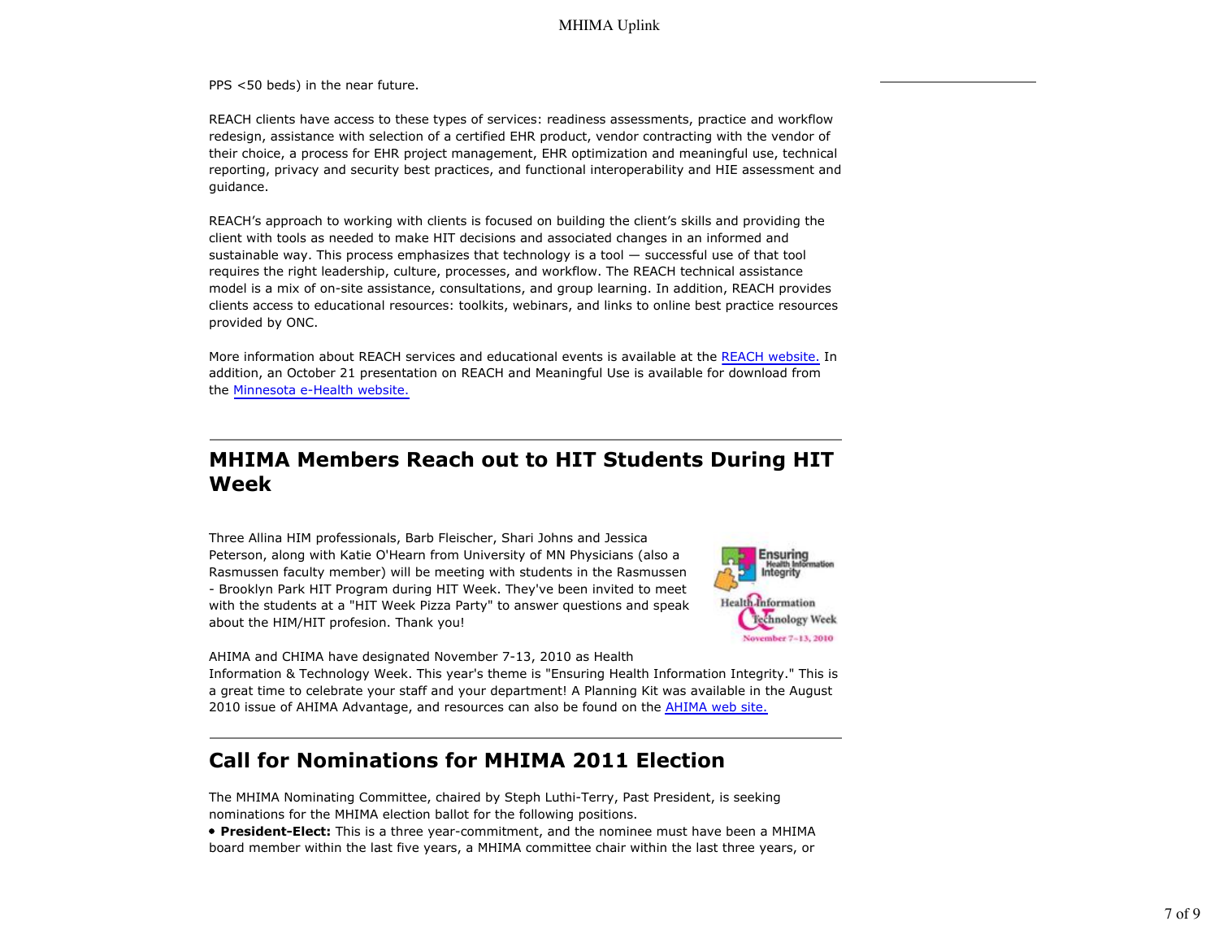PPS <50 beds) in the near future.

REACH clients have access to these types of services: readiness assessments, practice and workflow redesign, assistance with selection of a certified EHR product, vendor contracting with the vendor of their choice, a process for EHR project management, EHR optimization and meaningful use, technical reporting, privacy and security best practices, and functional interoperability and HIE assessment and guidance.

REACH's approach to working with clients is focused on building the client's skills and providing the client with tools as needed to make HIT decisions and associated changes in an informed and sustainable way. This process emphasizes that technology is a tool — successful use of that tool requires the right leadership, culture, processes, and workflow. The REACH technical assistance model is a mix of on-site assistance, consultations, and group learning. In addition, REACH provides clients access to educational resources: toolkits, webinars, and links to online best practice resources provided by ONC.

More information about REACH services and educational events is available at the REACH website. In addition, an October 21 presentation on REACH and Meaningful Use is available for download from the Minnesota e-Health website.

## MHIMA Members Reach out to HIT Students During HIT Week

Three Allina HIM professionals, Barb Fleischer, Shari Johns and Jessica Peterson, along with Katie O'Hearn from University of MN Physicians (also a Rasmussen faculty member) will be meeting with students in the Rasmussen - Brooklyn Park HIT Program during HIT Week. They've been invited to meet with the students at a "HIT Week Pizza Party" to answer questions and speak about the HIM/HIT profesion. Thank you!

AHIMA and CHIMA have designated November 7-13, 2010 as Health Information & Technology Week. This year's theme is "Ensuring Health Information Integrity." This is a great time to celebrate your staff and your department! A Planning Kit was available in the August 2010 issue of AHIMA Advantage, and resources can also be found on the AHIMA web site.

## Call for Nominations for MHIMA 2011 Election

The MHIMA Nominating Committee, chaired by Steph Luthi-Terry, Past President, is seeking nominations for the MHIMA election ballot for the following positions.

- **President-Elect:** This is a three year-commitment, and the nominee must have been a MHIMA board member within the last five years, a MHIMA committee chair within the last three years, or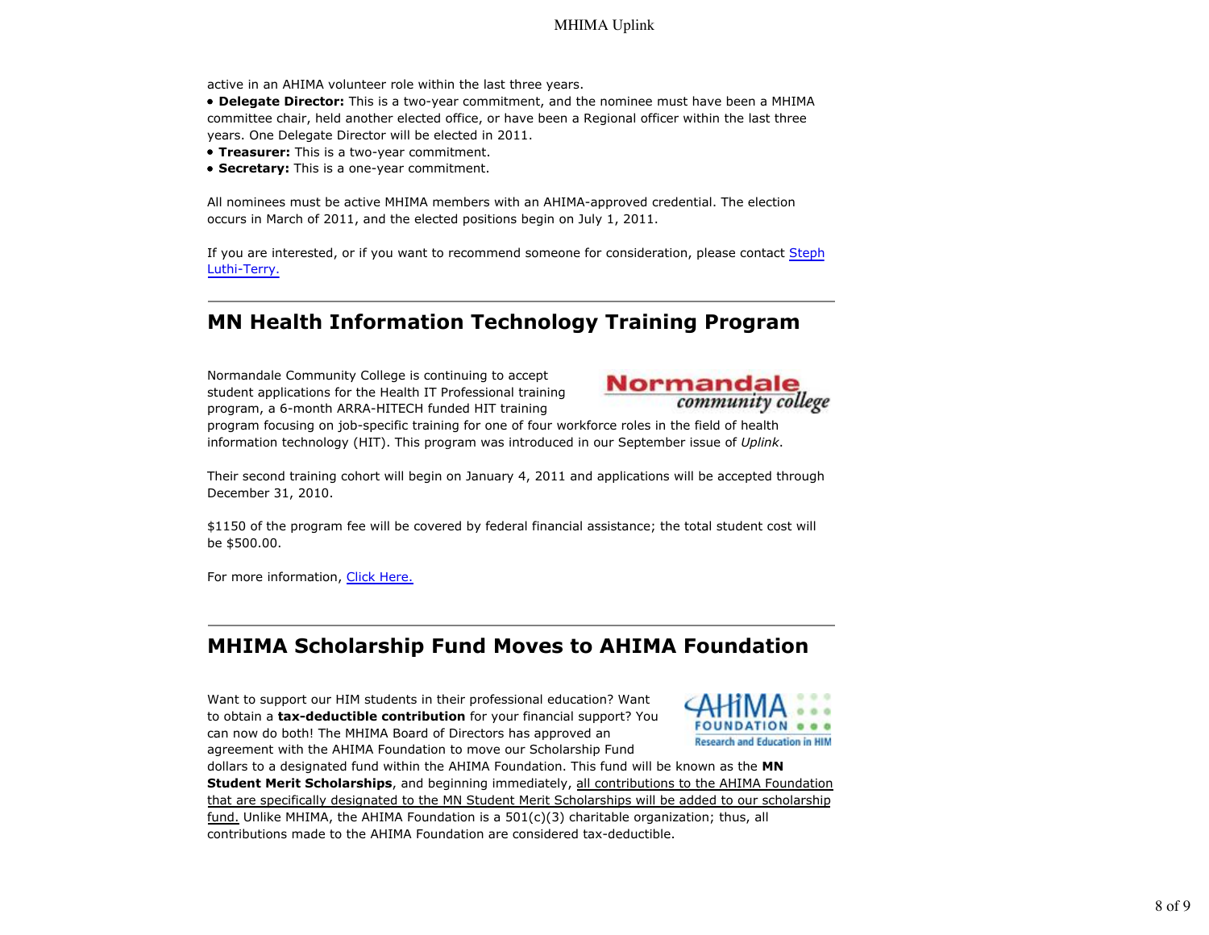active in an AHIMA volunteer role within the last three years.

- **Delegate Director:** This is a two-year commitment, and the nominee must have been a MHIMA committee chair, held another elected office, or have been a Regional officer within the last three years. One Delegate Director will be elected in 2011.
- **Treasurer:** This is a two-year commitment.
- **Secretary:** This is a one-year commitment.

All nominees must be active MHIMA members with an AHIMA-approved credential. The election occurs in March of 2011, and the elected positions begin on July 1, 2011.

If you are interested, or if you want to recommend someone for consideration, please contact Steph Luthi-Terry.

---

## MN Health Information Technology Training Program

Normandale Community College is continuing to accept student applications for the Health IT Professional training program, a 6-month ARRA-HITECH funded HIT training program focusing on job-specific training for one of four workforce roles in the field of health information technology (HIT). This program was introduced in our September issue of *Uplink*.

Their second training cohort will begin on January 4, 2011 and applications will be accepted through December 31, 2010.

$1150 of the program fee will be covered by federal financial assistance; the total student cost will be $500.00.

For more information, Click Here.

---

## MHIMA Scholarship Fund Moves to AHIMA Foundation

Want to support our HIM students in their professional education? Want to obtain a **tax-deductible contribution** for your financial support? You can now do both! The MHIMA Board of Directors has approved an agreement with the AHIMA Foundation to move our Scholarship Fund dollars to a designated fund within the AHIMA Foundation. This fund will be known as the **MN Student Merit Scholarships**, and beginning immediately, all contributions to the AHIMA Foundation that are specifically designated to the MN Student Merit Scholarships will be added to our scholarship fund. Unlike MHIMA, the AHIMA Foundation is a 501(c)(3) charitable organization; thus, all contributions made to the AHIMA Foundation are considered tax-deductible.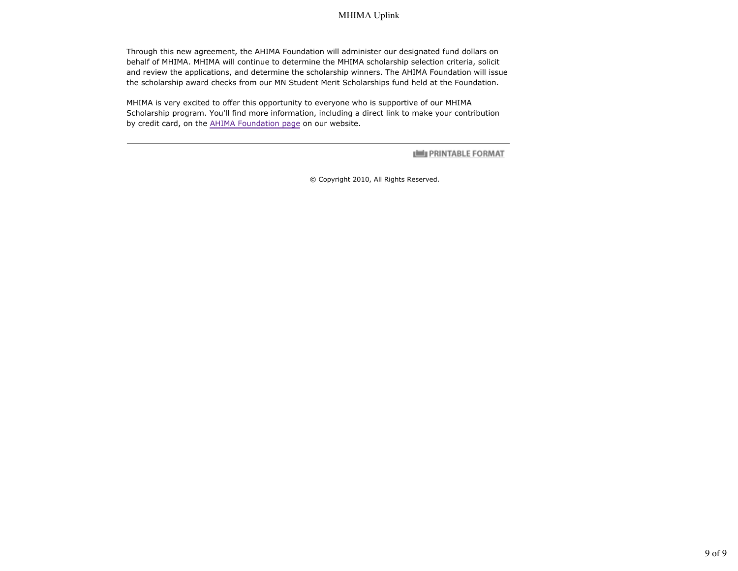Through this new agreement, the AHIMA Foundation will administer our designated fund dollars on behalf of MHIMA. MHIMA will continue to determine the MHIMA scholarship selection criteria, solicit and review the applications, and determine the scholarship winners. The AHIMA Foundation will issue the scholarship award checks from our MN Student Merit Scholarships fund held at the Foundation.

MHIMA is very excited to offer this opportunity to everyone who is supportive of our MHIMA Scholarship program. You'll find more information, including a direct link to make your contribution by credit card, on the AHIMA Foundation page on our website.

---

PRINTABLE FORMAT

© Copyright 2010, All Rights Reserved.